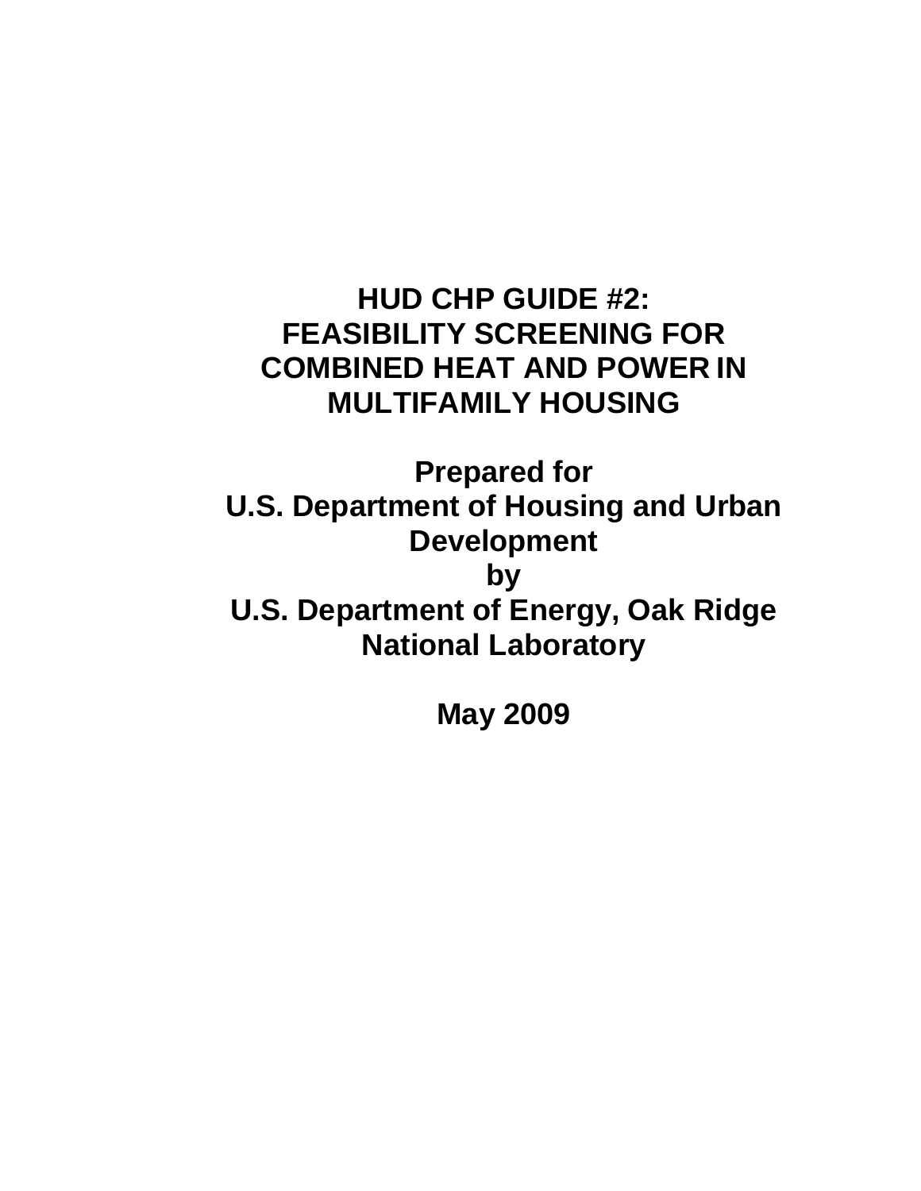# HUD CHP GUIDE #2: FEASIBILITY SCREENING FOR COMBINED HEAT AND POWER IN MULTIFAMILY HOUSING

**Prepared for**
**U.S. Department of Housing and Urban Development**
**by**
**U.S. Department of Energy, Oak Ridge National Laboratory**

**May 2009**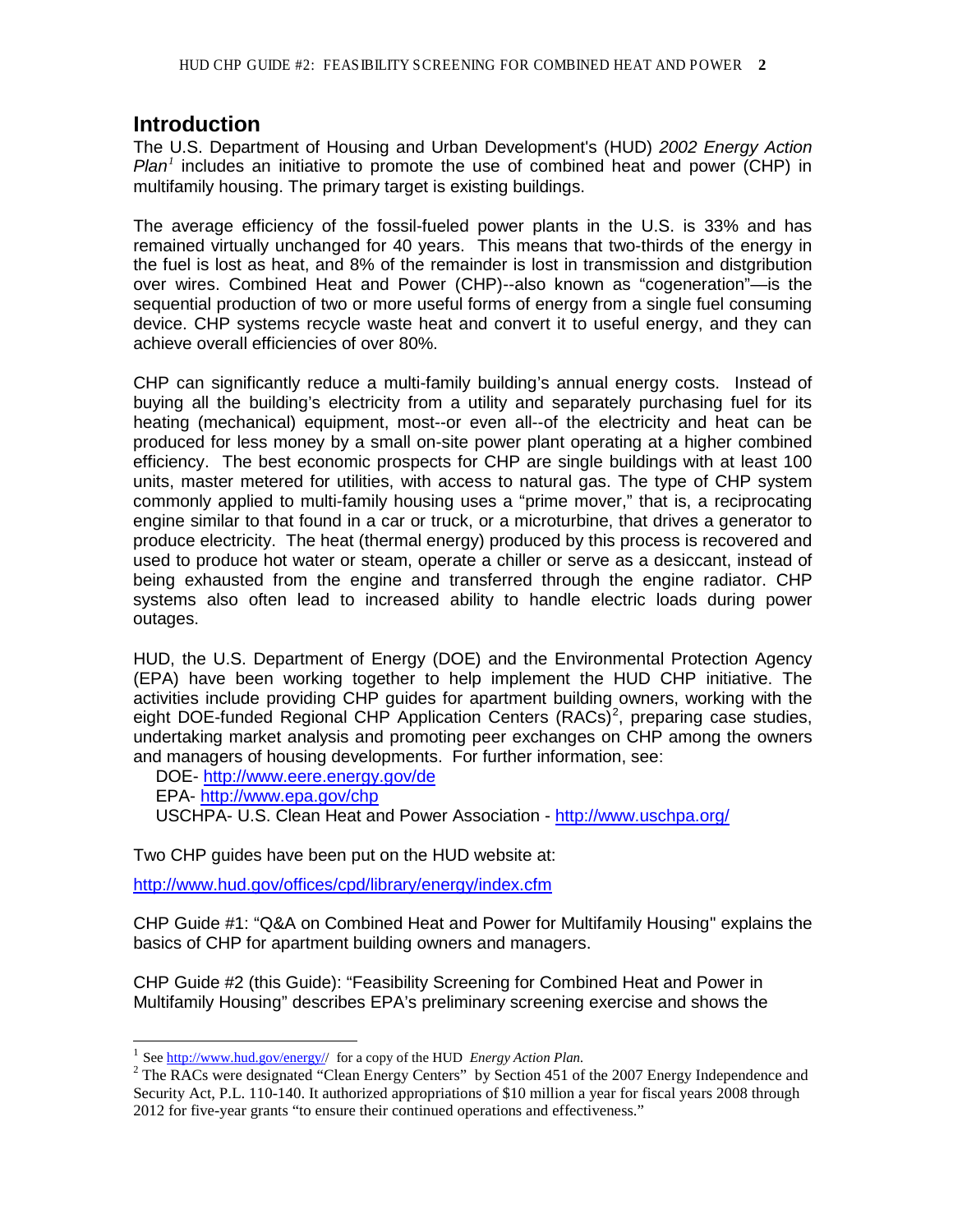## Introduction

The U.S. Department of Housing and Urban Development's (HUD) *2002 Energy Action Plan*[1] includes an initiative to promote the use of combined heat and power (CHP) in multifamily housing. The primary target is existing buildings.

The average efficiency of the fossil-fueled power plants in the U.S. is 33% and has remained virtually unchanged for 40 years. This means that two-thirds of the energy in the fuel is lost as heat, and 8% of the remainder is lost in transmission and distgribution over wires. Combined Heat and Power (CHP)--also known as "cogeneration"—is the sequential production of two or more useful forms of energy from a single fuel consuming device. CHP systems recycle waste heat and convert it to useful energy, and they can achieve overall efficiencies of over 80%.

CHP can significantly reduce a multi-family building's annual energy costs. Instead of buying all the building's electricity from a utility and separately purchasing fuel for its heating (mechanical) equipment, most--or even all--of the electricity and heat can be produced for less money by a small on-site power plant operating at a higher combined efficiency. The best economic prospects for CHP are single buildings with at least 100 units, master metered for utilities, with access to natural gas. The type of CHP system commonly applied to multi-family housing uses a "prime mover," that is, a reciprocating engine similar to that found in a car or truck, or a microturbine, that drives a generator to produce electricity. The heat (thermal energy) produced by this process is recovered and used to produce hot water or steam, operate a chiller or serve as a desiccant, instead of being exhausted from the engine and transferred through the engine radiator. CHP systems also often lead to increased ability to handle electric loads during power outages.

HUD, the U.S. Department of Energy (DOE) and the Environmental Protection Agency (EPA) have been working together to help implement the HUD CHP initiative. The activities include providing CHP guides for apartment building owners, working with the eight DOE-funded Regional CHP Application Centers (RACs)[2], preparing case studies, undertaking market analysis and promoting peer exchanges on CHP among the owners and managers of housing developments. For further information, see:

DOE- http://www.eere.energy.gov/de
EPA- http://www.epa.gov/chp
USCHPA- U.S. Clean Heat and Power Association - http://www.uschpa.org/

Two CHP guides have been put on the HUD website at:

http://www.hud.gov/offices/cpd/library/energy/index.cfm

CHP Guide #1: "Q&A on Combined Heat and Power for Multifamily Housing" explains the basics of CHP for apartment building owners and managers.

CHP Guide #2 (this Guide): "Feasibility Screening for Combined Heat and Power in Multifamily Housing" describes EPA's preliminary screening exercise and shows the

---

[1] See http://www.hud.gov/energy// for a copy of the HUD *Energy Action Plan*.

[2] The RACs were designated "Clean Energy Centers" by Section 451 of the 2007 Energy Independence and Security Act, P.L. 110-140. It authorized appropriations of $10 million a year for fiscal years 2008 through 2012 for five-year grants "to ensure their continued operations and effectiveness."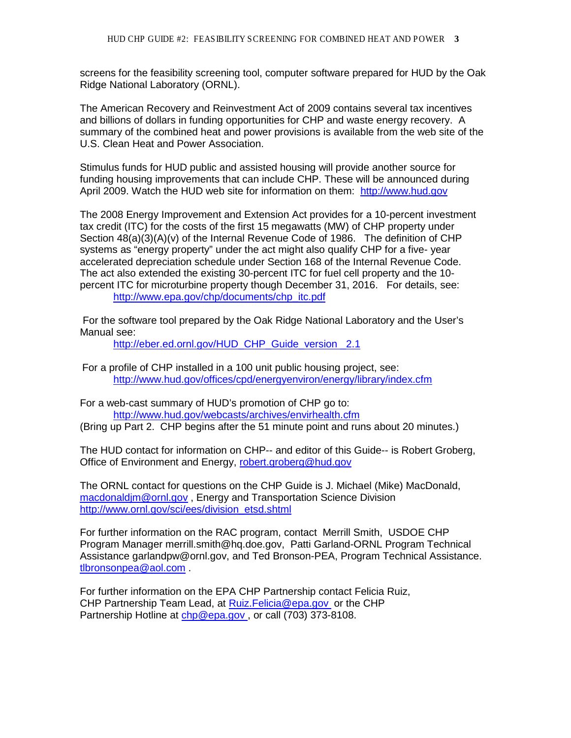screens for the feasibility screening tool, computer software prepared for HUD by the Oak Ridge National Laboratory (ORNL).

The American Recovery and Reinvestment Act of 2009 contains several tax incentives and billions of dollars in funding opportunities for CHP and waste energy recovery. A summary of the combined heat and power provisions is available from the web site of the U.S. Clean Heat and Power Association.

Stimulus funds for HUD public and assisted housing will provide another source for funding housing improvements that can include CHP. These will be announced during April 2009. Watch the HUD web site for information on them: http://www.hud.gov

The 2008 Energy Improvement and Extension Act provides for a 10-percent investment tax credit (ITC) for the costs of the first 15 megawatts (MW) of CHP property under Section 48(a)(3)(A)(v) of the Internal Revenue Code of 1986. The definition of CHP systems as "energy property" under the act might also qualify CHP for a five- year accelerated depreciation schedule under Section 168 of the Internal Revenue Code. The act also extended the existing 30-percent ITC for fuel cell property and the 10-percent ITC for microturbine property though December 31, 2016. For details, see:

http://www.epa.gov/chp/documents/chp_itc.pdf

For the software tool prepared by the Oak Ridge National Laboratory and the User's Manual see:

http://eber.ed.ornl.gov/HUD_CHP_Guide_version_2.1

For a profile of CHP installed in a 100 unit public housing project, see:

http://www.hud.gov/offices/cpd/energyenviron/energy/library/index.cfm

For a web-cast summary of HUD's promotion of CHP go to:

http://www.hud.gov/webcasts/archives/envirhealth.cfm

(Bring up Part 2. CHP begins after the 51 minute point and runs about 20 minutes.)

The HUD contact for information on CHP-- and editor of this Guide-- is Robert Groberg, Office of Environment and Energy, robert.groberg@hud.gov

The ORNL contact for questions on the CHP Guide is J. Michael (Mike) MacDonald, macdonaldjm@ornl.gov , Energy and Transportation Science Division http://www.ornl.gov/sci/ees/division_etsd.shtml

For further information on the RAC program, contact Merrill Smith, USDOE CHP Program Manager merrill.smith@hq.doe.gov, Patti Garland-ORNL Program Technical Assistance garlandpw@ornl.gov, and Ted Bronson-PEA, Program Technical Assistance. tlbronsonpea@aol.com .

For further information on the EPA CHP Partnership contact Felicia Ruiz, CHP Partnership Team Lead, at Ruiz.Felicia@epa.gov or the CHP Partnership Hotline at chp@epa.gov , or call (703) 373-8108.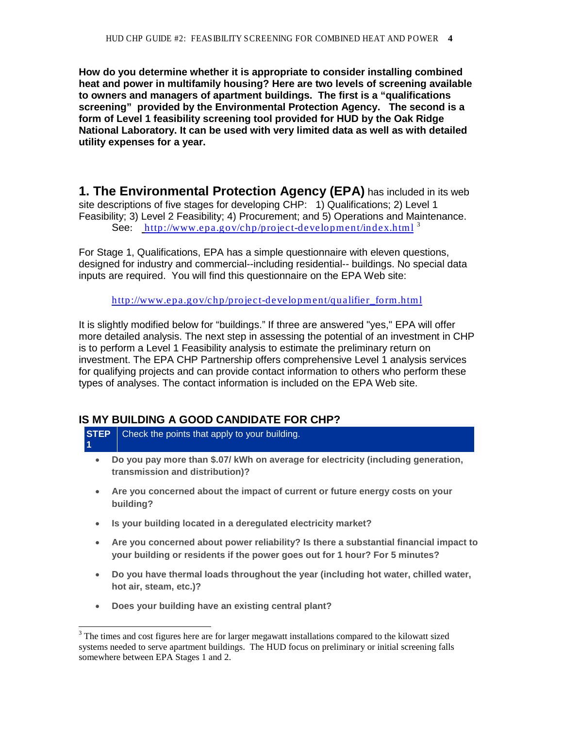**How do you determine whether it is appropriate to consider installing combined heat and power in multifamily housing? Here are two levels of screening available to owners and managers of apartment buildings. The first is a "qualifications screening" provided by the Environmental Protection Agency. The second is a form of Level 1 feasibility screening tool provided for HUD by the Oak Ridge National Laboratory. It can be used with very limited data as well as with detailed utility expenses for a year.**

**1. The Environmental Protection Agency (EPA)** has included in its web site descriptions of five stages for developing CHP: 1) Qualifications; 2) Level 1 Feasibility; 3) Level 2 Feasibility; 4) Procurement; and 5) Operations and Maintenance. See: http://www.epa.gov/chp/project-development/index.html [3]

For Stage 1, Qualifications, EPA has a simple questionnaire with eleven questions, designed for industry and commercial--including residential-- buildings. No special data inputs are required. You will find this questionnaire on the EPA Web site:

http://www.epa.gov/chp/project-development/qualifier_form.html

It is slightly modified below for "buildings." If three are answered "yes," EPA will offer more detailed analysis. The next step in assessing the potential of an investment in CHP is to perform a Level 1 Feasibility analysis to estimate the preliminary return on investment. The EPA CHP Partnership offers comprehensive Level 1 analysis services for qualifying projects and can provide contact information to others who perform these types of analyses. The contact information is included on the EPA Web site.

## IS MY BUILDING A GOOD CANDIDATE FOR CHP?

| STEP 1 | Check the points that apply to your building. |
| --- | --- |

- **Do you pay more than $.07/ kWh on average for electricity (including generation, transmission and distribution)?**
- **Are you concerned about the impact of current or future energy costs on your building?**
- **Is your building located in a deregulated electricity market?**
- **Are you concerned about power reliability? Is there a substantial financial impact to your building or residents if the power goes out for 1 hour? For 5 minutes?**
- **Do you have thermal loads throughout the year (including hot water, chilled water, hot air, steam, etc.)?**
- **Does your building have an existing central plant?**

[3] The times and cost figures here are for larger megawatt installations compared to the kilowatt sized systems needed to serve apartment buildings. The HUD focus on preliminary or initial screening falls somewhere between EPA Stages 1 and 2.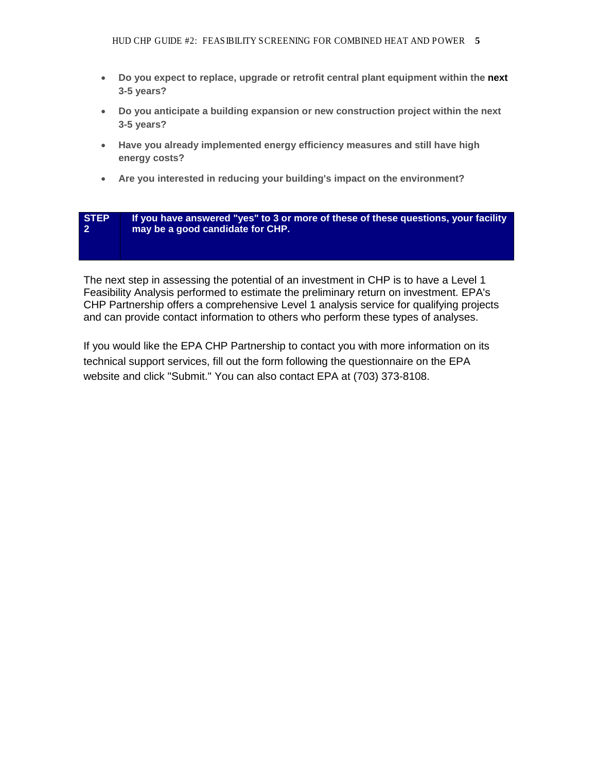- **Do you expect to replace, upgrade or retrofit central plant equipment within the next 3-5 years?**
- **Do you anticipate a building expansion or new construction project within the next 3-5 years?**
- **Have you already implemented energy efficiency measures and still have high energy costs?**
- **Are you interested in reducing your building's impact on the environment?**

| **STEP 2** | **If you have answered "yes" to 3 or more of these of these questions, your facility may be a good candidate for CHP.** |
|---|---|

The next step in assessing the potential of an investment in CHP is to have a Level 1 Feasibility Analysis performed to estimate the preliminary return on investment. EPA's CHP Partnership offers a comprehensive Level 1 analysis service for qualifying projects and can provide contact information to others who perform these types of analyses.

If you would like the EPA CHP Partnership to contact you with more information on its technical support services, fill out the form following the questionnaire on the EPA website and click "Submit." You can also contact EPA at (703) 373-8108.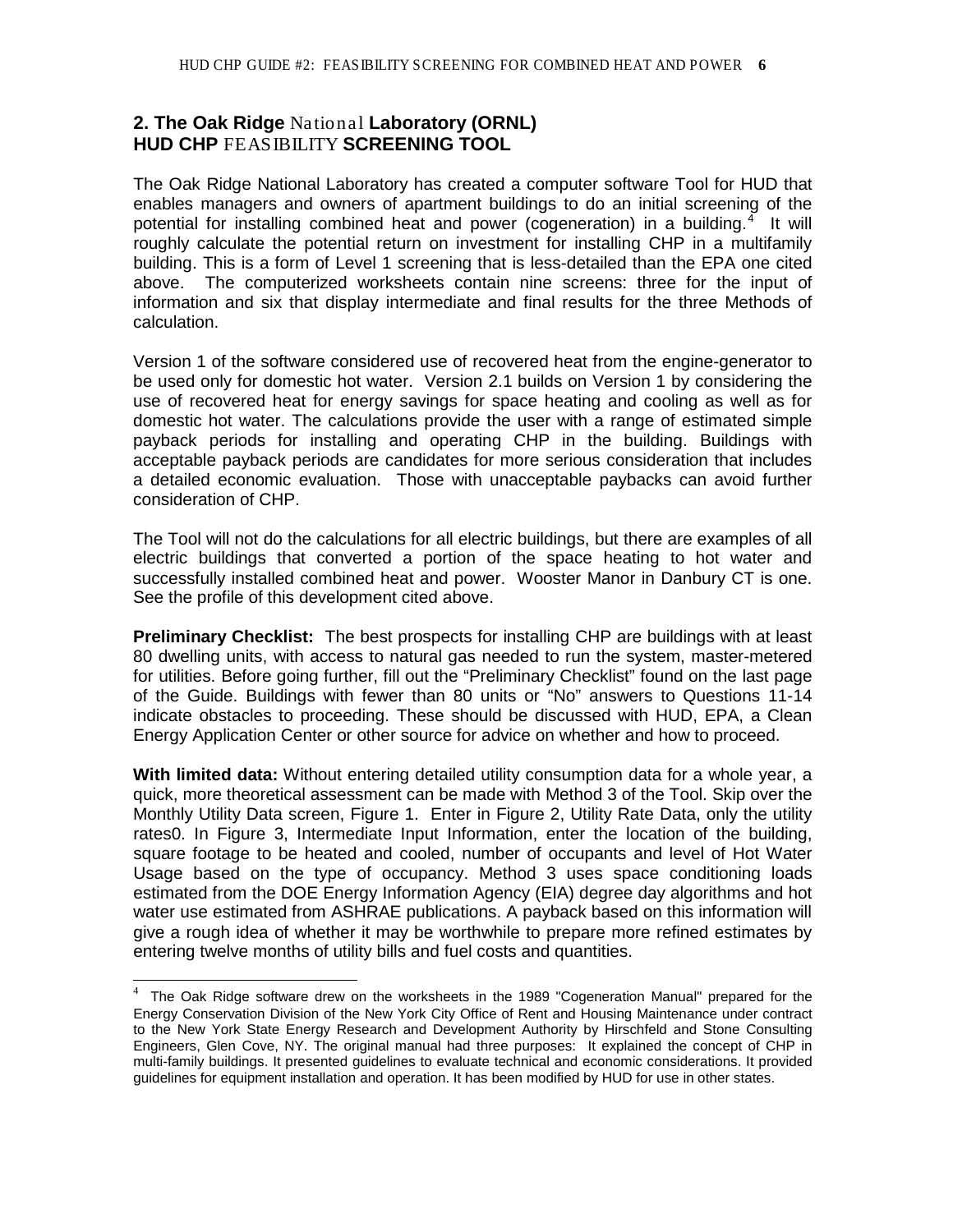## 2. The Oak Ridge National Laboratory (ORNL) HUD CHP FEASIBILITY SCREENING TOOL

The Oak Ridge National Laboratory has created a computer software Tool for HUD that enables managers and owners of apartment buildings to do an initial screening of the potential for installing combined heat and power (cogeneration) in a building.[4] It will roughly calculate the potential return on investment for installing CHP in a multifamily building. This is a form of Level 1 screening that is less-detailed than the EPA one cited above. The computerized worksheets contain nine screens: three for the input of information and six that display intermediate and final results for the three Methods of calculation.

Version 1 of the software considered use of recovered heat from the engine-generator to be used only for domestic hot water. Version 2.1 builds on Version 1 by considering the use of recovered heat for energy savings for space heating and cooling as well as for domestic hot water. The calculations provide the user with a range of estimated simple payback periods for installing and operating CHP in the building. Buildings with acceptable payback periods are candidates for more serious consideration that includes a detailed economic evaluation. Those with unacceptable paybacks can avoid further consideration of CHP.

The Tool will not do the calculations for all electric buildings, but there are examples of all electric buildings that converted a portion of the space heating to hot water and successfully installed combined heat and power. Wooster Manor in Danbury CT is one. See the profile of this development cited above.

**Preliminary Checklist:** The best prospects for installing CHP are buildings with at least 80 dwelling units, with access to natural gas needed to run the system, master-metered for utilities. Before going further, fill out the "Preliminary Checklist" found on the last page of the Guide. Buildings with fewer than 80 units or "No" answers to Questions 11-14 indicate obstacles to proceeding. These should be discussed with HUD, EPA, a Clean Energy Application Center or other source for advice on whether and how to proceed.

**With limited data:** Without entering detailed utility consumption data for a whole year, a quick, more theoretical assessment can be made with Method 3 of the Tool. Skip over the Monthly Utility Data screen, Figure 1. Enter in Figure 2, Utility Rate Data, only the utility rates0. In Figure 3, Intermediate Input Information, enter the location of the building, square footage to be heated and cooled, number of occupants and level of Hot Water Usage based on the type of occupancy. Method 3 uses space conditioning loads estimated from the DOE Energy Information Agency (EIA) degree day algorithms and hot water use estimated from ASHRAE publications. A payback based on this information will give a rough idea of whether it may be worthwhile to prepare more refined estimates by entering twelve months of utility bills and fuel costs and quantities.

[4] The Oak Ridge software drew on the worksheets in the 1989 "Cogeneration Manual" prepared for the Energy Conservation Division of the New York City Office of Rent and Housing Maintenance under contract to the New York State Energy Research and Development Authority by Hirschfeld and Stone Consulting Engineers, Glen Cove, NY. The original manual had three purposes: It explained the concept of CHP in multi-family buildings. It presented guidelines to evaluate technical and economic considerations. It provided guidelines for equipment installation and operation. It has been modified by HUD for use in other states.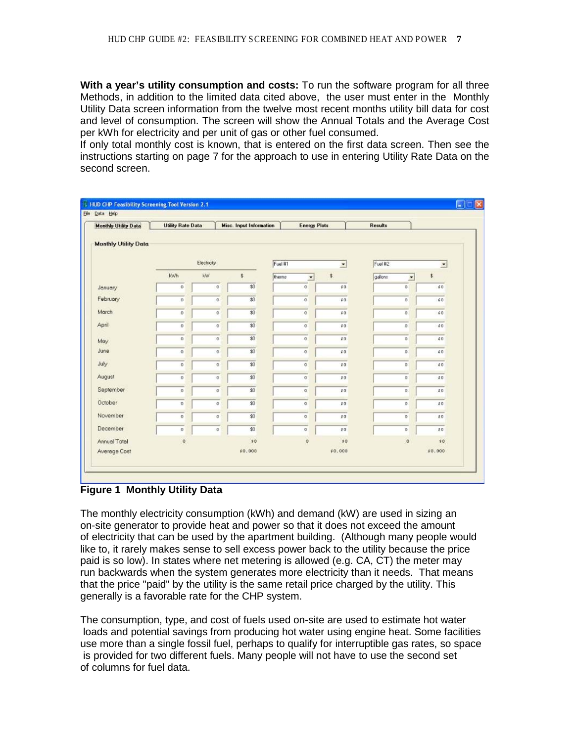**With a year's utility consumption and costs:** To run the software program for all three Methods, in addition to the limited data cited above, the user must enter in the Monthly Utility Data screen information from the twelve most recent months utility bill data for cost and level of consumption. The screen will show the Annual Totals and the Average Cost per kWh for electricity and per unit of gas or other fuel consumed.
If only total monthly cost is known, that is entered on the first data screen. Then see the instructions starting on page 7 for the approach to use in entering Utility Rate Data on the second screen.

| | Electricity | | | Fuel #1 | | Fuel #2 | |
|---|---|---|---|---|---|---|---|
| | kWh | kW | $ | therms | $ | gallons | $ |
| January | 0 | 0 | $0 | 0 | $0 | 0 | $0 |
| February | 0 | 0 | $0 | 0 | $0 | 0 | $0 |
| March | 0 | 0 | $0 | 0 | $0 | 0 | $0 |
| April | 0 | 0 | $0 | 0 | $0 | 0 | $0 |
| May | 0 | 0 | $0 | 0 | $0 | 0 | $0 |
| June | 0 | 0 | $0 | 0 | $0 | 0 | $0 |
| July | 0 | 0 | $0 | 0 | $0 | 0 | $0 |
| August | 0 | 0 | $0 | 0 | $0 | 0 | $0 |
| September | 0 | 0 | $0 | 0 | $0 | 0 | $0 |
| October | 0 | 0 | $0 | 0 | $0 | 0 | $0 |
| November | 0 | 0 | $0 | 0 | $0 | 0 | $0 |
| December | 0 | 0 | $0 | 0 | $0 | 0 | $0 |
| Annual Total | 0 | | $0 | 0 | $0 | 0 | $0 |
| Average Cost | | | $0.000 | | $0.000 | | $0.000 |

**Figure 1 Monthly Utility Data**

The monthly electricity consumption (kWh) and demand (kW) are used in sizing an on-site generator to provide heat and power so that it does not exceed the amount of electricity that can be used by the apartment building. (Although many people would like to, it rarely makes sense to sell excess power back to the utility because the price paid is so low). In states where net metering is allowed (e.g. CA, CT) the meter may run backwards when the system generates more electricity than it needs. That means that the price "paid" by the utility is the same retail price charged by the utility. This generally is a favorable rate for the CHP system.

The consumption, type, and cost of fuels used on-site are used to estimate hot water loads and potential savings from producing hot water using engine heat. Some facilities use more than a single fossil fuel, perhaps to qualify for interruptible gas rates, so space is provided for two different fuels. Many people will not have to use the second set of columns for fuel data.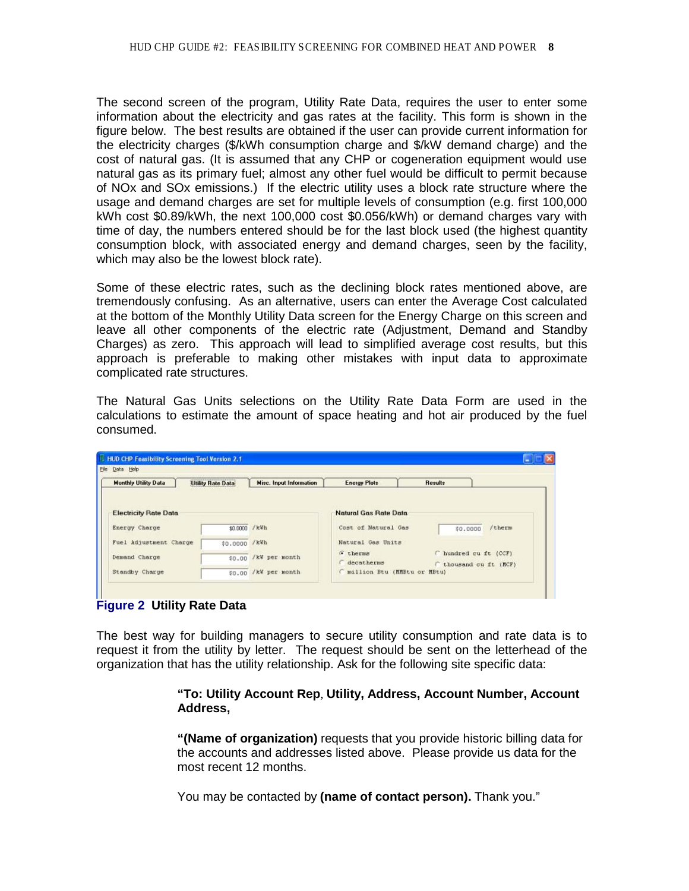The second screen of the program, Utility Rate Data, requires the user to enter some information about the electricity and gas rates at the facility. This form is shown in the figure below. The best results are obtained if the user can provide current information for the electricity charges ($/kWh consumption charge and $/kW demand charge) and the cost of natural gas. (It is assumed that any CHP or cogeneration equipment would use natural gas as its primary fuel; almost any other fuel would be difficult to permit because of NOx and SOx emissions.) If the electric utility uses a block rate structure where the usage and demand charges are set for multiple levels of consumption (e.g. first 100,000 kWh cost $0.89/kWh, the next 100,000 cost $0.056/kWh) or demand charges vary with time of day, the numbers entered should be for the last block used (the highest quantity consumption block, with associated energy and demand charges, seen by the facility, which may also be the lowest block rate).

Some of these electric rates, such as the declining block rates mentioned above, are tremendously confusing. As an alternative, users can enter the Average Cost calculated at the bottom of the Monthly Utility Data screen for the Energy Charge on this screen and leave all other components of the electric rate (Adjustment, Demand and Standby Charges) as zero. This approach will lead to simplified average cost results, but this approach is preferable to making other mistakes with input data to approximate complicated rate structures.

The Natural Gas Units selections on the Utility Rate Data Form are used in the calculations to estimate the amount of space heating and hot air produced by the fuel consumed.

**Figure 2 Utility Rate Data**

The best way for building managers to secure utility consumption and rate data is to request it from the utility by letter. The request should be sent on the letterhead of the organization that has the utility relationship. Ask for the following site specific data:

> **"To: Utility Account Rep**, **Utility, Address, Account Number, Account Address,**
>
> **"(Name of organization)** requests that you provide historic billing data for the accounts and addresses listed above. Please provide us data for the most recent 12 months.
>
> You may be contacted by **(name of contact person).** Thank you."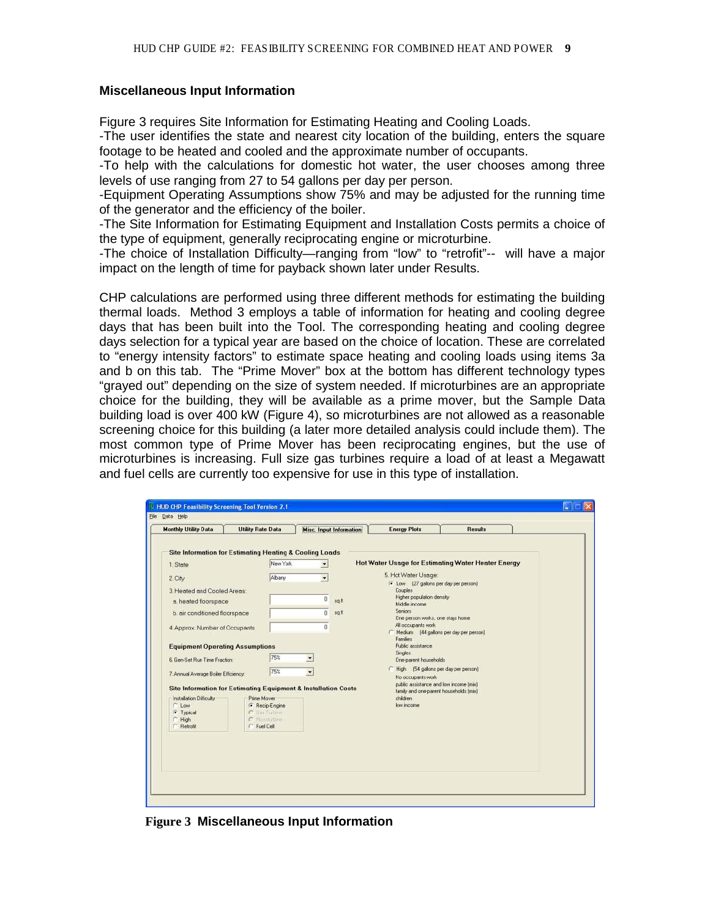## Miscellaneous Input Information

Figure 3 requires Site Information for Estimating Heating and Cooling Loads.
-The user identifies the state and nearest city location of the building, enters the square footage to be heated and cooled and the approximate number of occupants.
-To help with the calculations for domestic hot water, the user chooses among three levels of use ranging from 27 to 54 gallons per day per person.
-Equipment Operating Assumptions show 75% and may be adjusted for the running time of the generator and the efficiency of the boiler.
-The Site Information for Estimating Equipment and Installation Costs permits a choice of the type of equipment, generally reciprocating engine or microturbine.
-The choice of Installation Difficulty—ranging from "low" to "retrofit"-- will have a major impact on the length of time for payback shown later under Results.

CHP calculations are performed using three different methods for estimating the building thermal loads. Method 3 employs a table of information for heating and cooling degree days that has been built into the Tool. The corresponding heating and cooling degree days selection for a typical year are based on the choice of location. These are correlated to "energy intensity factors" to estimate space heating and cooling loads using items 3a and b on this tab. The "Prime Mover" box at the bottom has different technology types "grayed out" depending on the size of system needed. If microturbines are an appropriate choice for the building, they will be available as a prime mover, but the Sample Data building load is over 400 kW (Figure 4), so microturbines are not allowed as a reasonable screening choice for this building (a later more detailed analysis could include them). The most common type of Prime Mover has been reciprocating engines, but the use of microturbines is increasing. Full size gas turbines require a load of at least a Megawatt and fuel cells are currently too expensive for use in this type of installation.

HUD CHP Feasibility Screening Tool Version 2.1

File Data Help

Monthly Utility Data | Utility Rate Data | Misc. Input Information | Energy Plots | Results

**Site Information for Estimating Heating & Cooling Loads**

1. State: New York
2. City: Albany
3. Heated and Cooled Areas:
   - a. heated floorspace: 0 sq ft
   - b. air conditioned floorspace: 0 sq ft
4. Approx. Number of Occupants: 0

**Equipment Operating Assumptions**

6. Gen-Set Run Time Fraction: 75%
7. Annual Average Boiler Efficiency: 75%

**Site Information for Estimating Equipment & Installation Costs**

Installation Difficulty: Low / Typical / High / Retrofit

Prime Mover: Recip-Engine / Gas Turbine / Microturbine / Fuel Cell

**Hot Water Usage for Estimating Water Heater Energy**

5. Hot Water Usage:
- Low (27 gallons per day per person): Couples; Higher population density; Middle income; Seniors; One person works, one stays home; All occupants work
- Medium (44 gallons per day per person): Families; Public assistance; Singles; One-parent households
- High (54 gallons per day per person): No occupants work; public assistance and low income (mix); family and one-parent households (mix); children; low income

**Figure 3 Miscellaneous Input Information**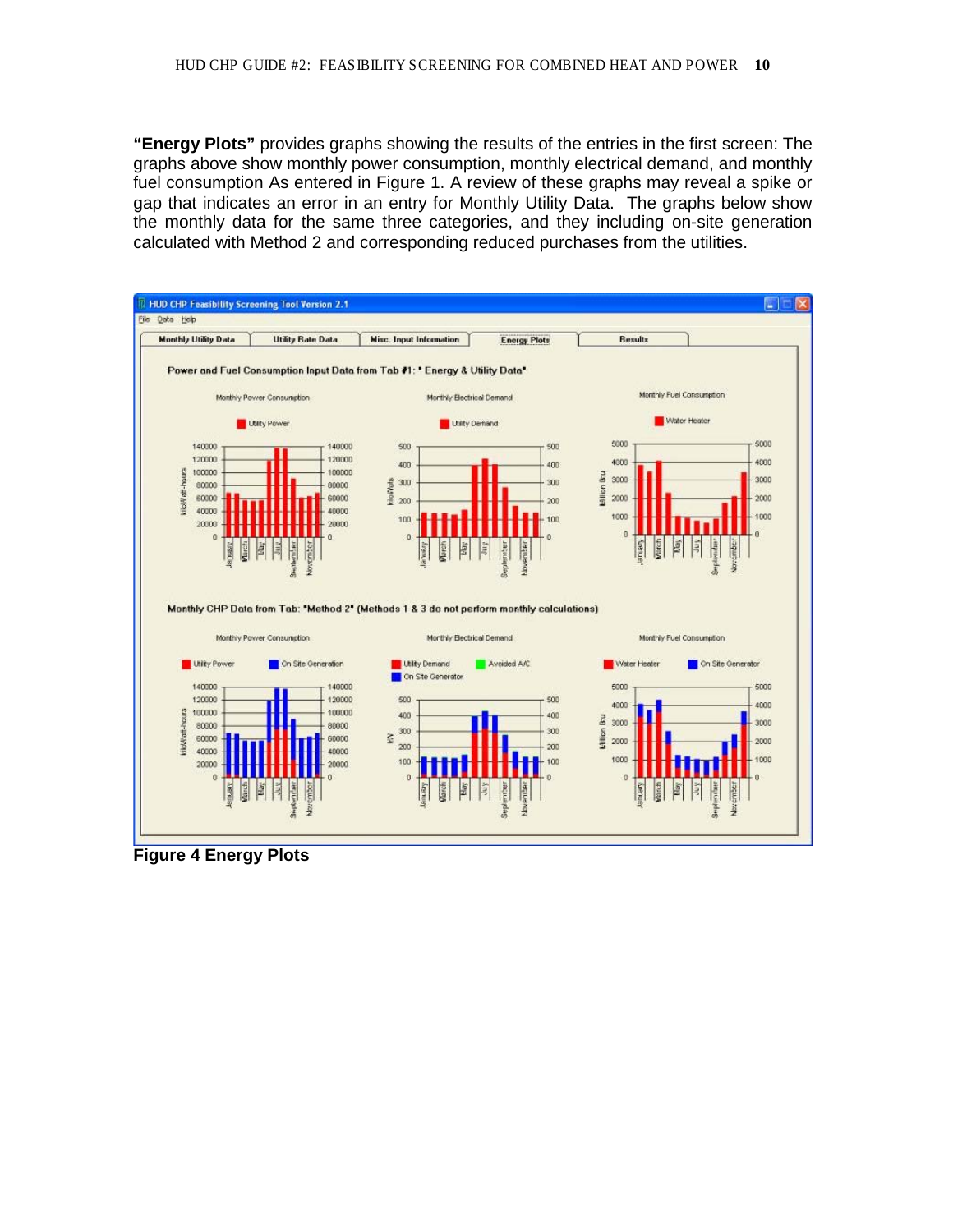**"Energy Plots"** provides graphs showing the results of the entries in the first screen: The graphs above show monthly power consumption, monthly electrical demand, and monthly fuel consumption As entered in Figure 1. A review of these graphs may reveal a spike or gap that indicates an error in an entry for Monthly Utility Data. The graphs below show the monthly data for the same three categories, and they including on-site generation calculated with Method 2 and corresponding reduced purchases from the utilities.

**Figure 4 Energy Plots**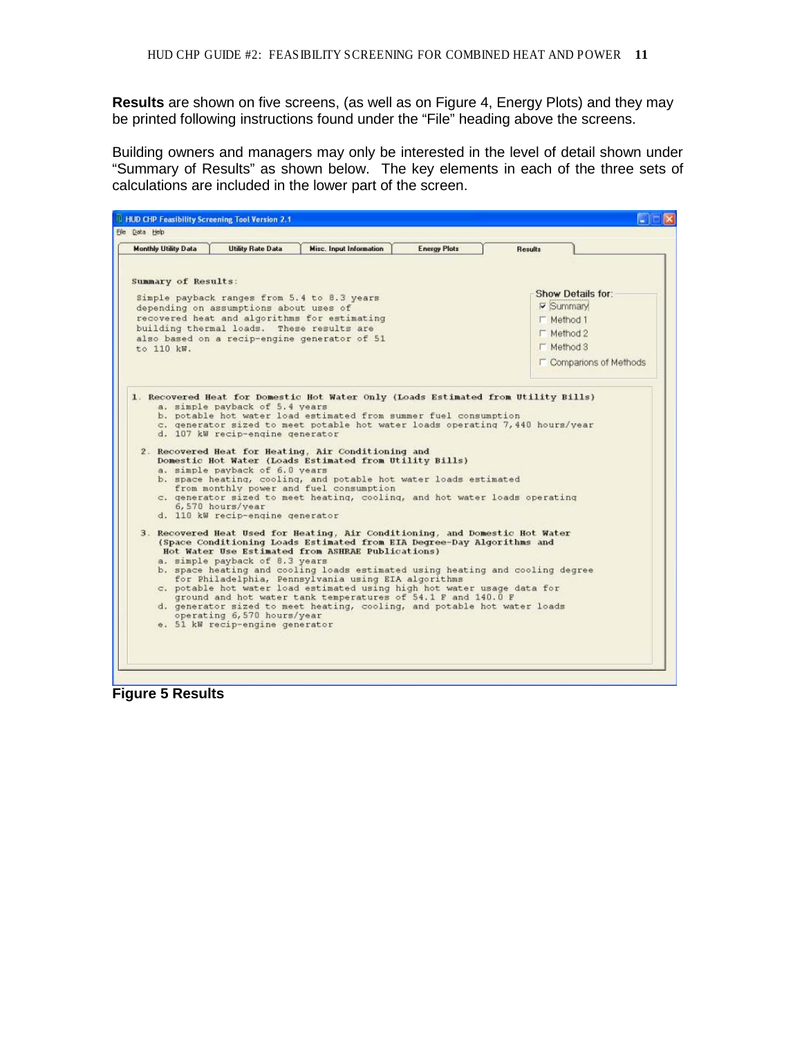**Results** are shown on five screens, (as well as on Figure 4, Energy Plots) and they may be printed following instructions found under the "File" heading above the screens.

Building owners and managers may only be interested in the level of detail shown under "Summary of Results" as shown below. The key elements in each of the three sets of calculations are included in the lower part of the screen.

```
HUD CHP Feasibility Screening Tool Version 2.1
File  Data  Help
Monthly Utility Data | Utility Rate Data | Misc. Input Information | Energy Plots | Results

Summary of Results:

 Simple payback ranges from 5.4 to 8.3 years
 depending on assumptions about uses of
 recovered heat and algorithms for estimating
 building thermal loads.  These results are
 also based on a recip-engine generator of 51
 to 110 kW.

Show Details for:
[x] Summary
[ ] Method 1
[ ] Method 2
[ ] Method 3
[ ] Comparions of Methods

1. Recovered Heat for Domestic Hot Water Only (Loads Estimated from Utility Bills)
    a. simple payback of 5.4 years
    b. potable hot water load estimated from summer fuel consumption
    c. generator sized to meet potable hot water loads operating 7,440 hours/year
    d. 107 kW recip-engine generator

 2. Recovered Heat for Heating, Air Conditioning and
    Domestic Hot Water (Loads Estimated from Utility Bills)
    a. simple payback of 6.0 years
    b. space heating, cooling, and potable hot water loads estimated
       from monthly power and fuel consumption
    c. generator sized to meet heating, cooling, and hot water loads operating
       6,570 hours/year
    d. 110 kW recip-engine generator

 3. Recovered Heat Used for Heating, Air Conditioning, and Domestic Hot Water
    (Space Conditioning Loads Estimated from EIA Degree-Day Algorithms and
     Hot Water Use Estimated from ASHRAE Publications)
    a. simple payback of 8.3 years
    b. space heating and cooling loads estimated using heating and cooling degree
       for Philadelphia, Pennsylvania using EIA algorithms
    c. potable hot water load estimated using high hot water usage data for
       ground and hot water tank temperatures of 54.1 F and 140.0 F
    d. generator sized to meet heating, cooling, and potable hot water loads
       operating 6,570 hours/year
    e. 51 kW recip-engine generator
```

**Figure 5 Results**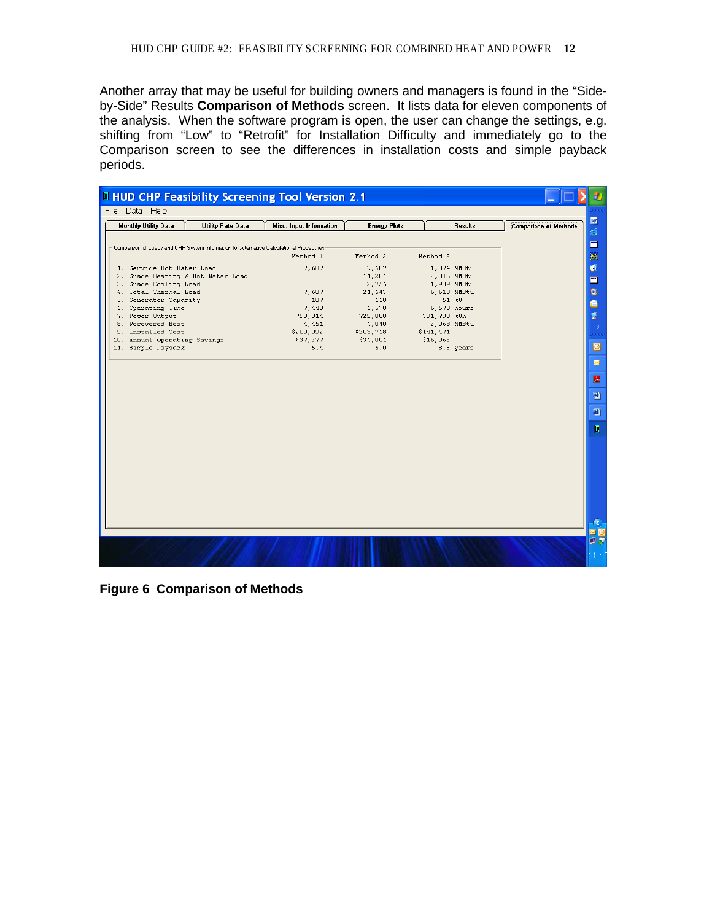Another array that may be useful for building owners and managers is found in the "Side-by-Side" Results **Comparison of Methods** screen. It lists data for eleven components of the analysis. When the software program is open, the user can change the settings, e.g. shifting from "Low" to "Retrofit" for Installation Difficulty and immediately go to the Comparison screen to see the differences in installation costs and simple payback periods.

HUD CHP Feasibility Screening Tool Version 2.1

File Data Help

Monthly Utility Data | Utility Rate Data | Misc. Input Information | Energy Plots | Results | Comparison of Methods

Comparison of Loads and CHP System Information for Alternative Calculational Procedures

| | Method 1 | Method 2 | Method 3 | |
|---|---|---|---|---|
| 1. Service Hot Water Load | 7,607 | 7,607 | 1,874 | MMBtu |
| 2. Space Heating & Hot Water Load | | 11,281 | 2,835 | MMBtu |
| 3. Space Cooling Load | | 2,756 | 1,909 | MMBtu |
| 4. Total Thermal Load | 7,607 | 21,643 | 6,618 | MMBtu |
| 5. Generator Capacity | 107 | 110 | 51 | kW |
| 6. Operating Time | 7,440 | 6,570 | 6,570 | hours |
| 7. Power Output | 799,014 | 723,000 | 331,790 | kWh |
| 8. Recovered Heat | 4,451 | 4,040 | 2,068 | MMBtu |
| 9. Installed Cost | $200,992 | $203,718 | $141,471 | |
| 10. Annual Operating Savings | $37,377 | $34,001 | $16,963 | |
| 11. Simple Payback | 5.4 | 6.0 | 8.3 | years |

**Figure 6 Comparison of Methods**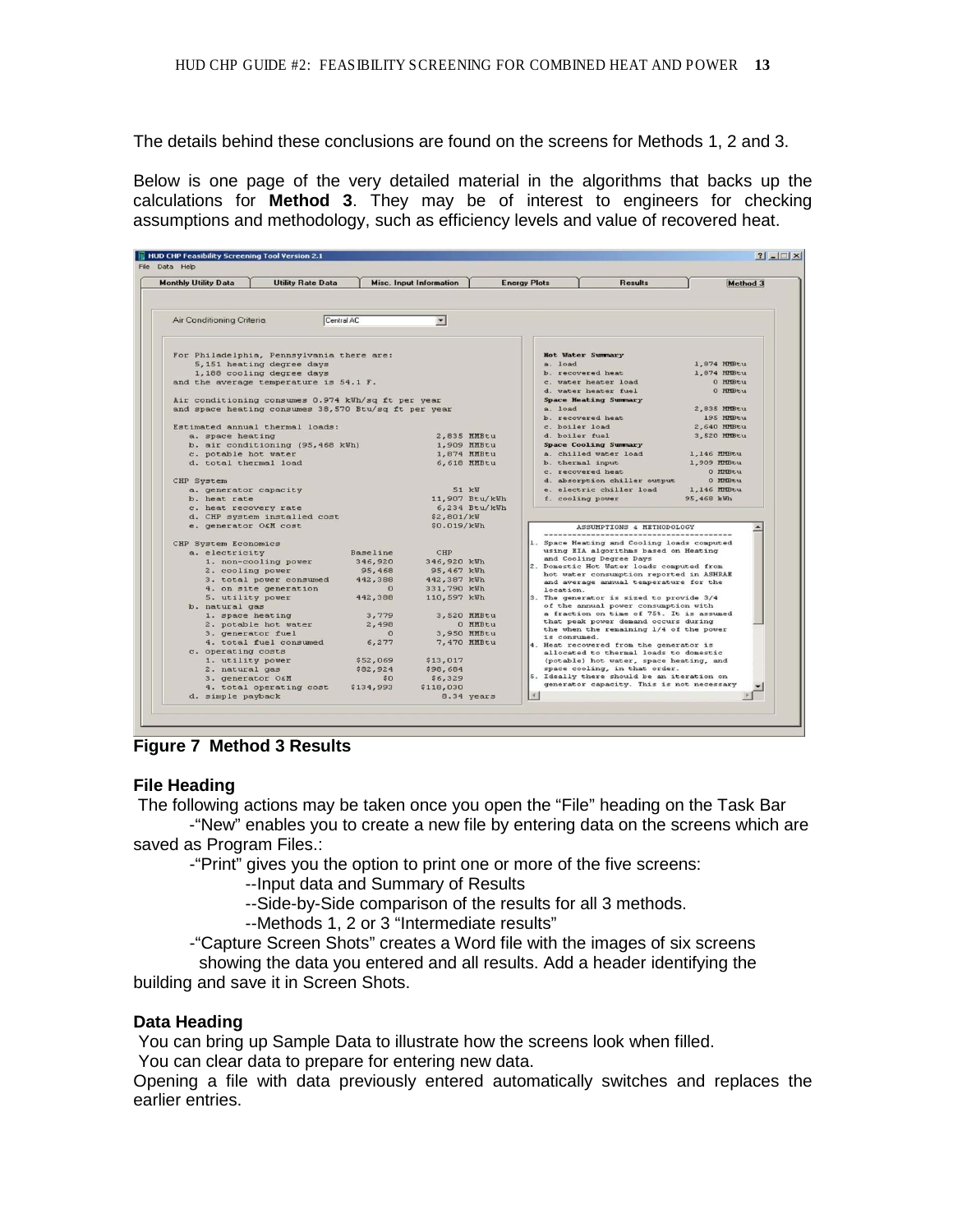The details behind these conclusions are found on the screens for Methods 1, 2 and 3.

Below is one page of the very detailed material in the algorithms that backs up the calculations for **Method 3**. They may be of interest to engineers for checking assumptions and methodology, such as efficiency levels and value of recovered heat.

```
HUD CHP Feasibility Screening Tool Version 2.1
File  Data  Help
Monthly Utility Data | Utility Rate Data | Misc. Input Information | Energy Plots | Results | Method 3

Air Conditioning Criteria   Central AC

For Philadelphia, Pennsylvania there are:
    5,151 heating degree days
    1,188 cooling degree days
and the average temperature is 54.1 F.

Air conditioning consumes 0.974 kWh/sq ft per year
and space heating consumes 38,570 Btu/sq ft per year

Estimated annual thermal loads:
   a. space heating                              2,835 MMBtu
   b. air conditioning (95,468 kWh)              1,909 MMBtu
   c. potable hot water                          1,874 MMBtu
   d. total thermal load                         6,618 MMBtu

CHP System
   a. generator capacity                            51 kW
   b. heat rate                                 11,907 Btu/kWh
   c. heat recovery rate                         6,234 Btu/kWh
   d. CHP system installed cost                 $2,801/kW
   e. generator O&M cost                        $0.019/kWh

CHP System Economics
   a. electricity                 Baseline       CHP
      1. non-cooling power        346,920      346,920 kWh
      2. cooling power             95,468       95,467 kWh
      3. total power consumed     442,388      442,387 kWh
      4. on site generation             0      331,790 kWh
      5. utility power            442,388      110,597 kWh
   b. natural gas
      1. space heating              3,779        3,520 MMBtu
      2. potable hot water          2,498            0 MMBtu
      3. generator fuel                 0        3,950 MMBtu
      4. total fuel consumed        6,277        7,470 MMBtu
   c. operating costs
      1. utility power            $52,069      $13,017
      2. natural gas              $82,924      $98,684
      3. generator O&M                 $0       $6,329
      4. total operating cost    $134,993     $118,030
   d. simple payback                              8.34 years

Hot Water Summary
   a. load                               1,874 MMBtu
   b. recovered heat                     1,874 MMBtu
   c. water heater load                      0 MMBtu
   d. water heater fuel                      0 MMBtu
Space Heating Summary
   a. load                               2,835 MMBtu
   b. recovered heat                       195 MMBtu
   c. boiler load                        2,640 MMBtu
   d. boiler fuel                        3,520 MMBtu
Space Cooling Summary
   a. chilled water load                 1,146 MMBtu
   b. thermal input                      1,909 MMBtu
   c. recovered heat                         0 MMBtu
   d. absorption chiller output              0 MMBtu
   e. electric chiller load              1,146 MMBtu
   f. cooling power                     95,468 kWh

ASSUMPTIONS & METHODOLOGY
1. Space Heating and Cooling loads computed
   using EIA algorithms based on Heating
   and Cooling Degree Days
2. Domestic Hot Water loads computed from
   hot water consumption reported in ASHRAE
   and average annual temperature for the
   location.
3. The generator is sized to provide 3/4
   of the annual power consumption with
   a fraction on time of 75%. It is assumed
   that peak power demand occurs during
   the when the remaining 1/4 of the power
   is consumed.
4. Heat recovered from the generator is
   allocated to thermal loads to domestic
   (potable) hot water, space heating, and
   space cooling, in that order.
5. Ideally there should be an iteration on
   generator capacity. This is not necessary
```

**Figure 7 Method 3 Results**

### File Heading

The following actions may be taken once you open the "File" heading on the Task Bar

-"New" enables you to create a new file by entering data on the screens which are saved as Program Files.:

-"Print" gives you the option to print one or more of the five screens:

--Input data and Summary of Results

--Side-by-Side comparison of the results for all 3 methods.

--Methods 1, 2 or 3 "Intermediate results"

-"Capture Screen Shots" creates a Word file with the images of six screens showing the data you entered and all results. Add a header identifying the building and save it in Screen Shots.

### Data Heading

You can bring up Sample Data to illustrate how the screens look when filled.

You can clear data to prepare for entering new data.

Opening a file with data previously entered automatically switches and replaces the earlier entries.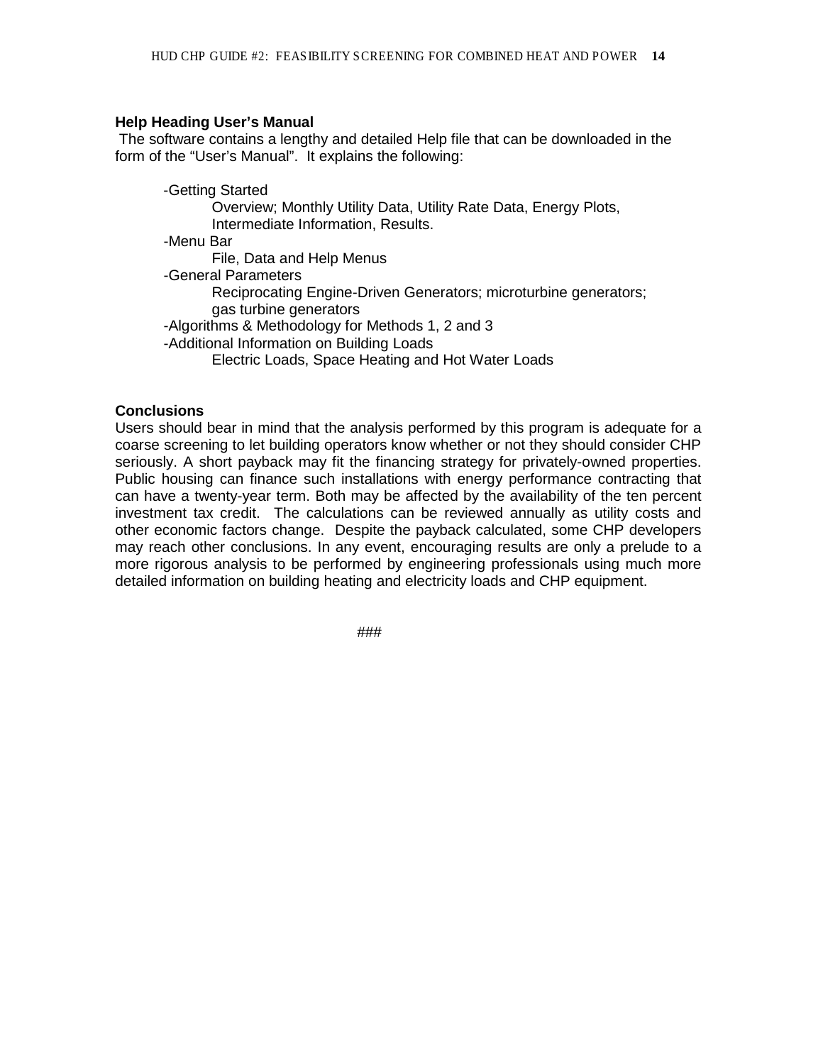**Help Heading User's Manual**

The software contains a lengthy and detailed Help file that can be downloaded in the form of the "User's Manual". It explains the following:

- Getting Started
  - Overview; Monthly Utility Data, Utility Rate Data, Energy Plots, Intermediate Information, Results.
- Menu Bar
  - File, Data and Help Menus
- General Parameters
  - Reciprocating Engine-Driven Generators; microturbine generators; gas turbine generators
- Algorithms & Methodology for Methods 1, 2 and 3
- Additional Information on Building Loads
  - Electric Loads, Space Heating and Hot Water Loads

**Conclusions**

Users should bear in mind that the analysis performed by this program is adequate for a coarse screening to let building operators know whether or not they should consider CHP seriously. A short payback may fit the financing strategy for privately-owned properties. Public housing can finance such installations with energy performance contracting that can have a twenty-year term. Both may be affected by the availability of the ten percent investment tax credit. The calculations can be reviewed annually as utility costs and other economic factors change. Despite the payback calculated, some CHP developers may reach other conclusions. In any event, encouraging results are only a prelude to a more rigorous analysis to be performed by engineering professionals using much more detailed information on building heating and electricity loads and CHP equipment.

###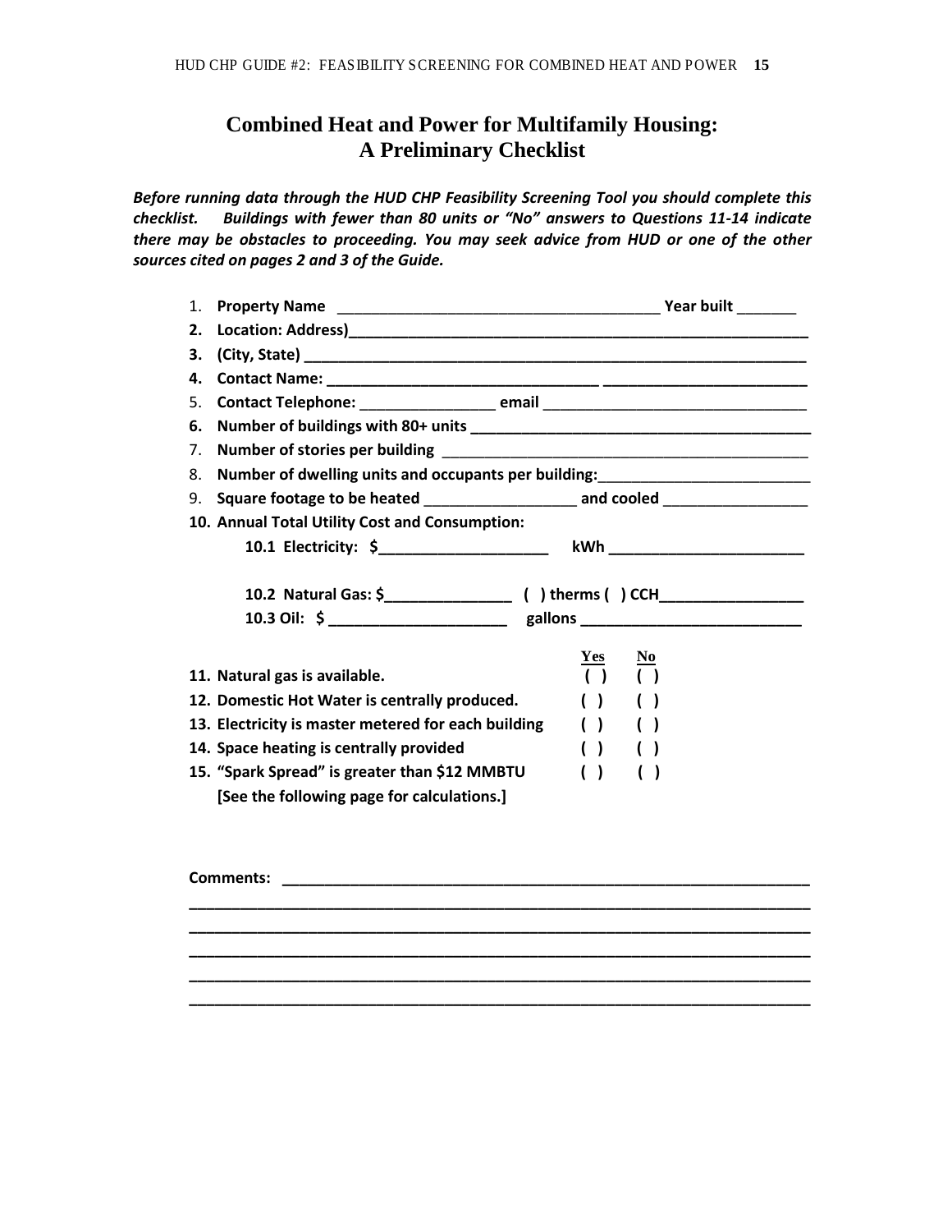# Combined Heat and Power for Multifamily Housing: A Preliminary Checklist

***Before running data through the HUD CHP Feasibility Screening Tool you should complete this checklist. Buildings with fewer than 80 units or "No" answers to Questions 11-14 indicate there may be obstacles to proceeding. You may seek advice from HUD or one of the other sources cited on pages 2 and 3 of the Guide.***

1. **Property Name** ______________________________________ **Year built** _______
2. **Location: Address)**_______________________________________________________
3. **(City, State)** ___________________________________________________________
4. **Contact Name:** _______________________________ ________________________
5. **Contact Telephone:** ________________ **email** ______________________________
6. **Number of buildings with 80+ units** ________________________________________
7. **Number of stories per building** ___________________________________________
8. **Number of dwelling units and occupants per building:**________________________
9. **Square footage to be heated** __________________ **and cooled** _________________
10. **Annual Total Utility Cost and Consumption:**
    - **10.1 Electricity: $**____________________ **kWh** _______________________
    - **10.2 Natural Gas: $**_______________ **( ) therms ( ) CCH**________________
    - **10.3 Oil: $** _____________________ **gallons** __________________________

| | Yes | No |
|---|---|---|
| **11. Natural gas is available.** | ( ) | ( ) |
| **12. Domestic Hot Water is centrally produced.** | ( ) | ( ) |
| **13. Electricity is master metered for each building** | ( ) | ( ) |
| **14. Space heating is centrally provided** | ( ) | ( ) |
| **15. "Spark Spread" is greater than $12 MMBTU** | ( ) | ( ) |

**[See the following page for calculations.]**

**Comments:** _______________________________________________________________

_____________________________________________________________________________

_____________________________________________________________________________

_____________________________________________________________________________

_____________________________________________________________________________

_____________________________________________________________________________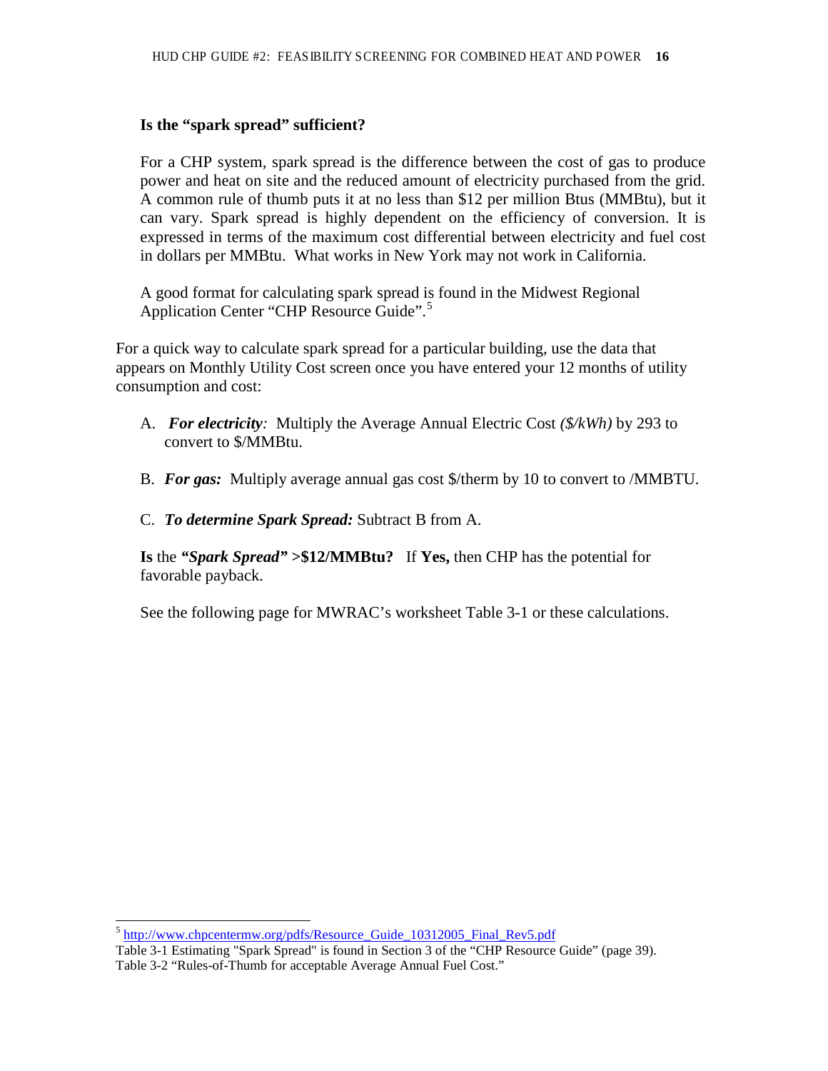**Is the "spark spread" sufficient?**

For a CHP system, spark spread is the difference between the cost of gas to produce power and heat on site and the reduced amount of electricity purchased from the grid. A common rule of thumb puts it at no less than $12 per million Btus (MMBtu), but it can vary. Spark spread is highly dependent on the efficiency of conversion. It is expressed in terms of the maximum cost differential between electricity and fuel cost in dollars per MMBtu. What works in New York may not work in California.

A good format for calculating spark spread is found in the Midwest Regional Application Center "CHP Resource Guide".[5]

For a quick way to calculate spark spread for a particular building, use the data that appears on Monthly Utility Cost screen once you have entered your 12 months of utility consumption and cost:

A. ***For electricity**:* Multiply the Average Annual Electric Cost *($/kWh)* by 293 to convert to $/MMBtu.

B. ***For gas:*** Multiply average annual gas cost $/therm by 10 to convert to /MMBTU.

C. ***To determine Spark Spread:*** Subtract B from A.

**Is** the ***"Spark Spread"* >$12/MMBtu?** If **Yes,** then CHP has the potential for favorable payback.

See the following page for MWRAC's worksheet Table 3-1 or these calculations.

---

[5] http://www.chpcentermw.org/pdfs/Resource_Guide_10312005_Final_Rev5.pdf
Table 3-1 Estimating "Spark Spread" is found in Section 3 of the "CHP Resource Guide" (page 39).
Table 3-2 "Rules-of-Thumb for acceptable Average Annual Fuel Cost."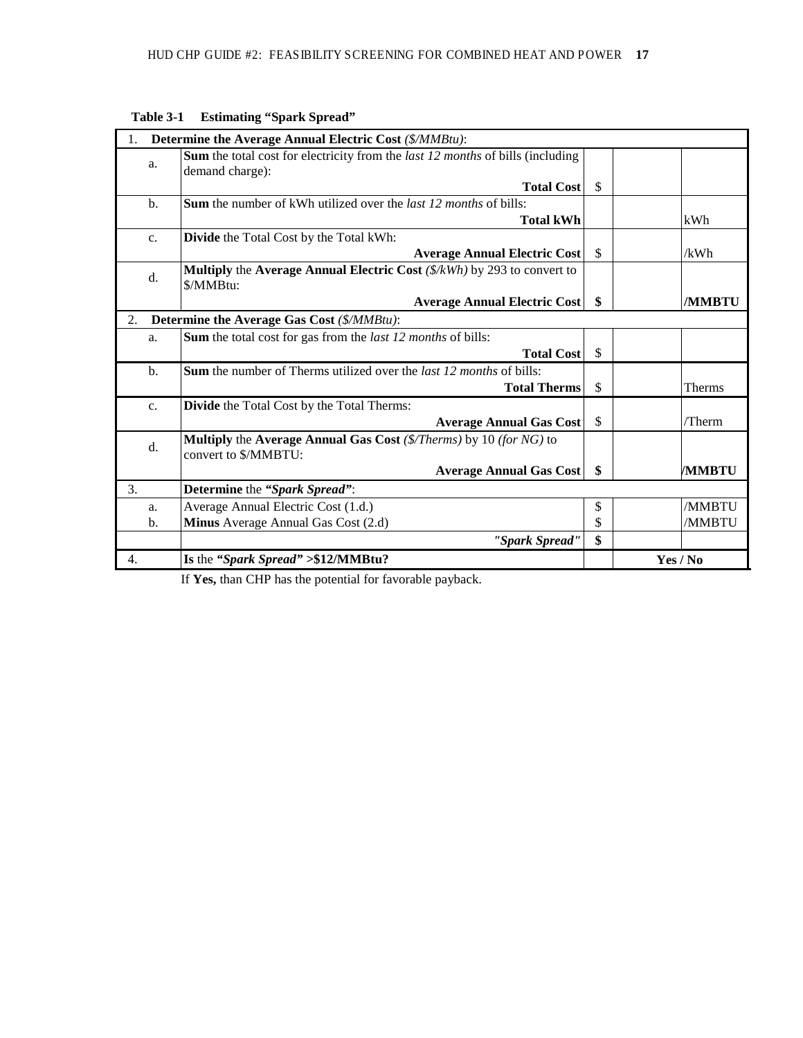**Table 3-1 Estimating "Spark Spread"**

| | | | | |
|---|---|---|---|---|
| 1. | **Determine the Average Annual Electric Cost** *($/MMBtu)*: | | | |
| a. | **Sum** the total cost for electricity from the *last 12 months* of bills (including demand charge): **Total Cost** | $ | | |
| b. | **Sum** the number of kWh utilized over the *last 12 months* of bills: **Total kWh** | | | kWh |
| c. | **Divide** the Total Cost by the Total kWh: **Average Annual Electric Cost** | $ | | /kWh |
| d. | **Multiply** the **Average Annual Electric Cost** *($/kWh)* by 293 to convert to $/MMBtu: **Average Annual Electric Cost** | **$** | | **/MMBTU** |
| 2. | **Determine the Average Gas Cost** *($/MMBtu)*: | | | |
| a. | **Sum** the total cost for gas from the *last 12 months* of bills: **Total Cost** | $ | | |
| b. | **Sum** the number of Therms utilized over the *last 12 months* of bills: **Total Therms** | $ | | Therms |
| c. | **Divide** the Total Cost by the Total Therms: **Average Annual Gas Cost** | $ | | /Therm |
| d. | **Multiply** the **Average Annual Gas Cost** *($/Therms)* by 10 *(for NG)* to convert to $/MMBTU: **Average Annual Gas Cost** | **$** | | **/MMBTU** |
| 3. | **Determine** the ***"Spark Spread"***: | | | |
| a. | Average Annual Electric Cost (1.d.) | $ | | /MMBTU |
| b. | **Minus** Average Annual Gas Cost (2.d) | $ | | /MMBTU |
| | *"Spark Spread"* | **$** | | |
| 4. | **Is** the ***"Spark Spread"* >$12/MMBtu?** | | **Yes / No** | |

If **Yes,** than CHP has the potential for favorable payback.